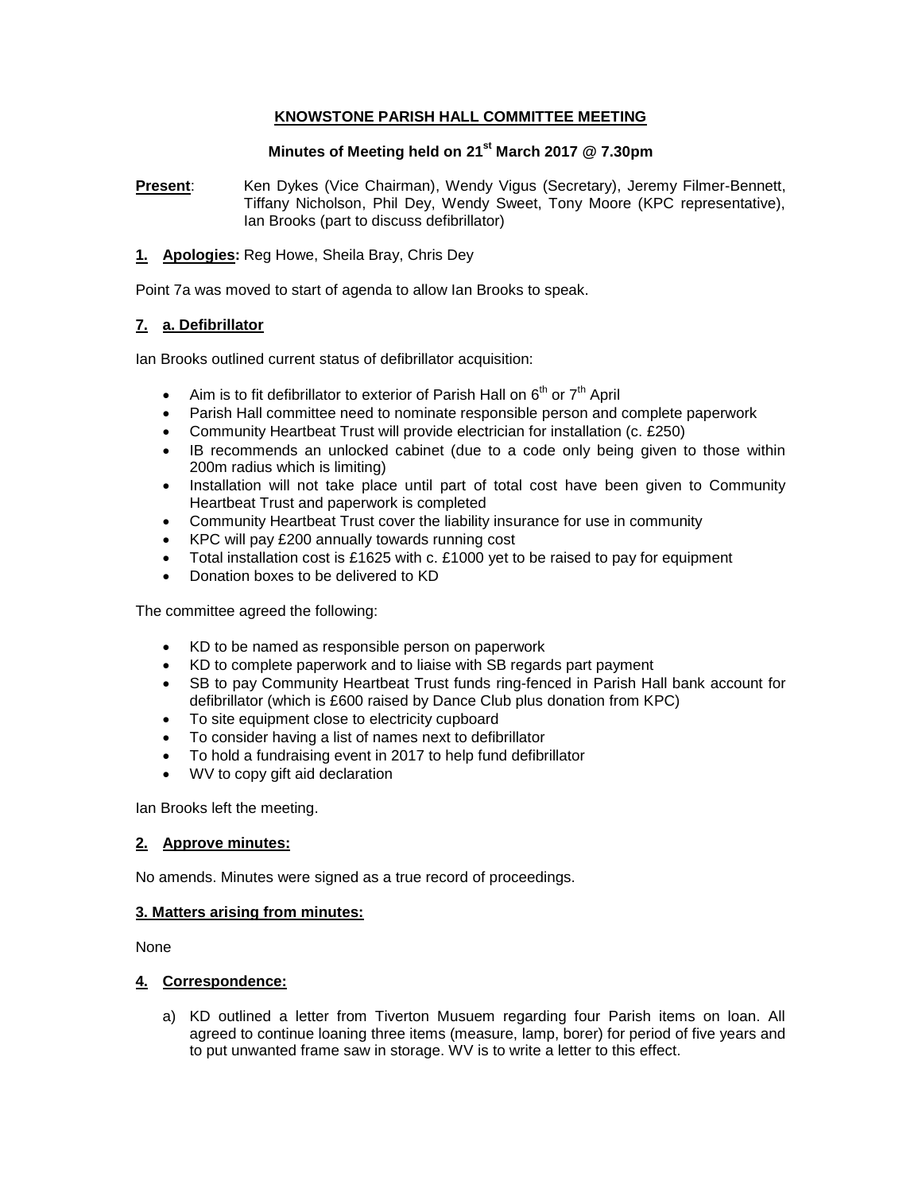# KNOWSTONE PARISH HALL COMMITTEE MEETING

## Minutes of Meeting held on 21st March 2017 @ 7.30pm

**Present**: Ken Dykes (Vice Chairman), Wendy Vigus (Secretary), Jeremy Filmer-Bennett, Tiffany Nicholson, Phil Dey, Wendy Sweet, Tony Moore (KPC representative), Ian Brooks (part to discuss defibrillator)

**1. Apologies:** Reg Howe, Sheila Bray, Chris Dey

Point 7a was moved to start of agenda to allow Ian Brooks to speak.

### 7. a. Defibrillator

Ian Brooks outlined current status of defibrillator acquisition:

- Aim is to fit defibrillator to exterior of Parish Hall on 6th or 7th April
- Parish Hall committee need to nominate responsible person and complete paperwork
- Community Heartbeat Trust will provide electrician for installation (c. £250)
- IB recommends an unlocked cabinet (due to a code only being given to those within 200m radius which is limiting)
- Installation will not take place until part of total cost have been given to Community Heartbeat Trust and paperwork is completed
- Community Heartbeat Trust cover the liability insurance for use in community
- KPC will pay £200 annually towards running cost
- Total installation cost is £1625 with c. £1000 yet to be raised to pay for equipment
- Donation boxes to be delivered to KD

The committee agreed the following:

- KD to be named as responsible person on paperwork
- KD to complete paperwork and to liaise with SB regards part payment
- SB to pay Community Heartbeat Trust funds ring-fenced in Parish Hall bank account for defibrillator (which is £600 raised by Dance Club plus donation from KPC)
- To site equipment close to electricity cupboard
- To consider having a list of names next to defibrillator
- To hold a fundraising event in 2017 to help fund defibrillator
- WV to copy gift aid declaration

Ian Brooks left the meeting.

### 2. Approve minutes:

No amends. Minutes were signed as a true record of proceedings.

### 3. Matters arising from minutes:

None

### 4. Correspondence:

a) KD outlined a letter from Tiverton Musuem regarding four Parish items on loan. All agreed to continue loaning three items (measure, lamp, borer) for period of five years and to put unwanted frame saw in storage. WV is to write a letter to this effect.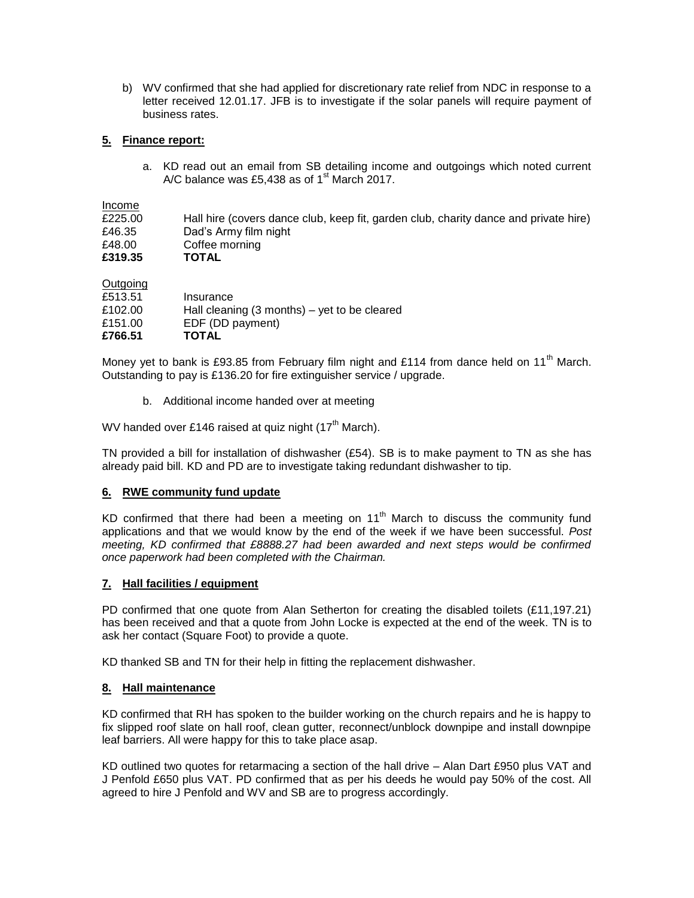b) WV confirmed that she had applied for discretionary rate relief from NDC in response to a letter received 12.01.17. JFB is to investigate if the solar panels will require payment of business rates.

## 5. Finance report:

a. KD read out an email from SB detailing income and outgoings which noted current A/C balance was £5,438 as of 1st March 2017.

Income

| | |
|---|---|
| £225.00 | Hall hire (covers dance club, keep fit, garden club, charity dance and private hire) |
| £46.35 | Dad's Army film night |
| £48.00 | Coffee morning |
| **£319.35** | **TOTAL** |

Outgoing

| | |
|---|---|
| £513.51 | Insurance |
| £102.00 | Hall cleaning (3 months) – yet to be cleared |
| £151.00 | EDF (DD payment) |
| **£766.51** | **TOTAL** |

Money yet to bank is £93.85 from February film night and £114 from dance held on 11th March. Outstanding to pay is £136.20 for fire extinguisher service / upgrade.

b. Additional income handed over at meeting

WV handed over £146 raised at quiz night (17th March).

TN provided a bill for installation of dishwasher (£54). SB is to make payment to TN as she has already paid bill. KD and PD are to investigate taking redundant dishwasher to tip.

## 6. RWE community fund update

KD confirmed that there had been a meeting on 11th March to discuss the community fund applications and that we would know by the end of the week if we have been successful. *Post meeting, KD confirmed that £8888.27 had been awarded and next steps would be confirmed once paperwork had been completed with the Chairman.*

## 7. Hall facilities / equipment

PD confirmed that one quote from Alan Setherton for creating the disabled toilets (£11,197.21) has been received and that a quote from John Locke is expected at the end of the week. TN is to ask her contact (Square Foot) to provide a quote.

KD thanked SB and TN for their help in fitting the replacement dishwasher.

## 8. Hall maintenance

KD confirmed that RH has spoken to the builder working on the church repairs and he is happy to fix slipped roof slate on hall roof, clean gutter, reconnect/unblock downpipe and install downpipe leaf barriers. All were happy for this to take place asap.

KD outlined two quotes for retarmacing a section of the hall drive – Alan Dart £950 plus VAT and J Penfold £650 plus VAT. PD confirmed that as per his deeds he would pay 50% of the cost. All agreed to hire J Penfold and WV and SB are to progress accordingly.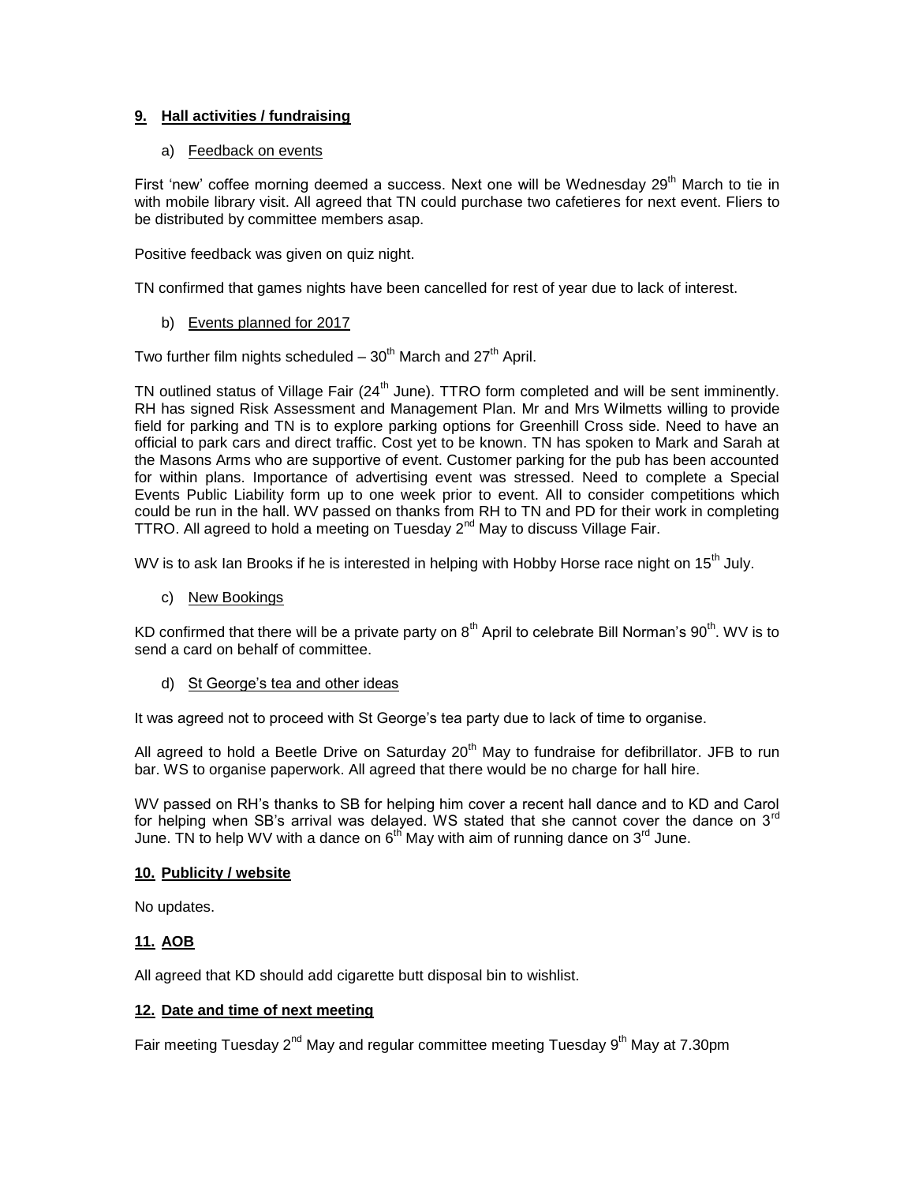## 9. Hall activities / fundraising

### a) Feedback on events

First 'new' coffee morning deemed a success. Next one will be Wednesday 29th March to tie in with mobile library visit. All agreed that TN could purchase two cafetieres for next event. Fliers to be distributed by committee members asap.

Positive feedback was given on quiz night.

TN confirmed that games nights have been cancelled for rest of year due to lack of interest.

### b) Events planned for 2017

Two further film nights scheduled – 30th March and 27th April.

TN outlined status of Village Fair (24th June). TTRO form completed and will be sent imminently. RH has signed Risk Assessment and Management Plan. Mr and Mrs Wilmetts willing to provide field for parking and TN is to explore parking options for Greenhill Cross side. Need to have an official to park cars and direct traffic. Cost yet to be known. TN has spoken to Mark and Sarah at the Masons Arms who are supportive of event. Customer parking for the pub has been accounted for within plans. Importance of advertising event was stressed. Need to complete a Special Events Public Liability form up to one week prior to event. All to consider competitions which could be run in the hall. WV passed on thanks from RH to TN and PD for their work in completing TTRO. All agreed to hold a meeting on Tuesday 2nd May to discuss Village Fair.

WV is to ask Ian Brooks if he is interested in helping with Hobby Horse race night on 15th July.

### c) New Bookings

KD confirmed that there will be a private party on 8th April to celebrate Bill Norman's 90th. WV is to send a card on behalf of committee.

### d) St George's tea and other ideas

It was agreed not to proceed with St George's tea party due to lack of time to organise.

All agreed to hold a Beetle Drive on Saturday 20th May to fundraise for defibrillator. JFB to run bar. WS to organise paperwork. All agreed that there would be no charge for hall hire.

WV passed on RH's thanks to SB for helping him cover a recent hall dance and to KD and Carol for helping when SB's arrival was delayed. WS stated that she cannot cover the dance on 3rd June. TN to help WV with a dance on 6th May with aim of running dance on 3rd June.

## 10. Publicity / website

No updates.

## 11. AOB

All agreed that KD should add cigarette butt disposal bin to wishlist.

## 12. Date and time of next meeting

Fair meeting Tuesday 2nd May and regular committee meeting Tuesday 9th May at 7.30pm